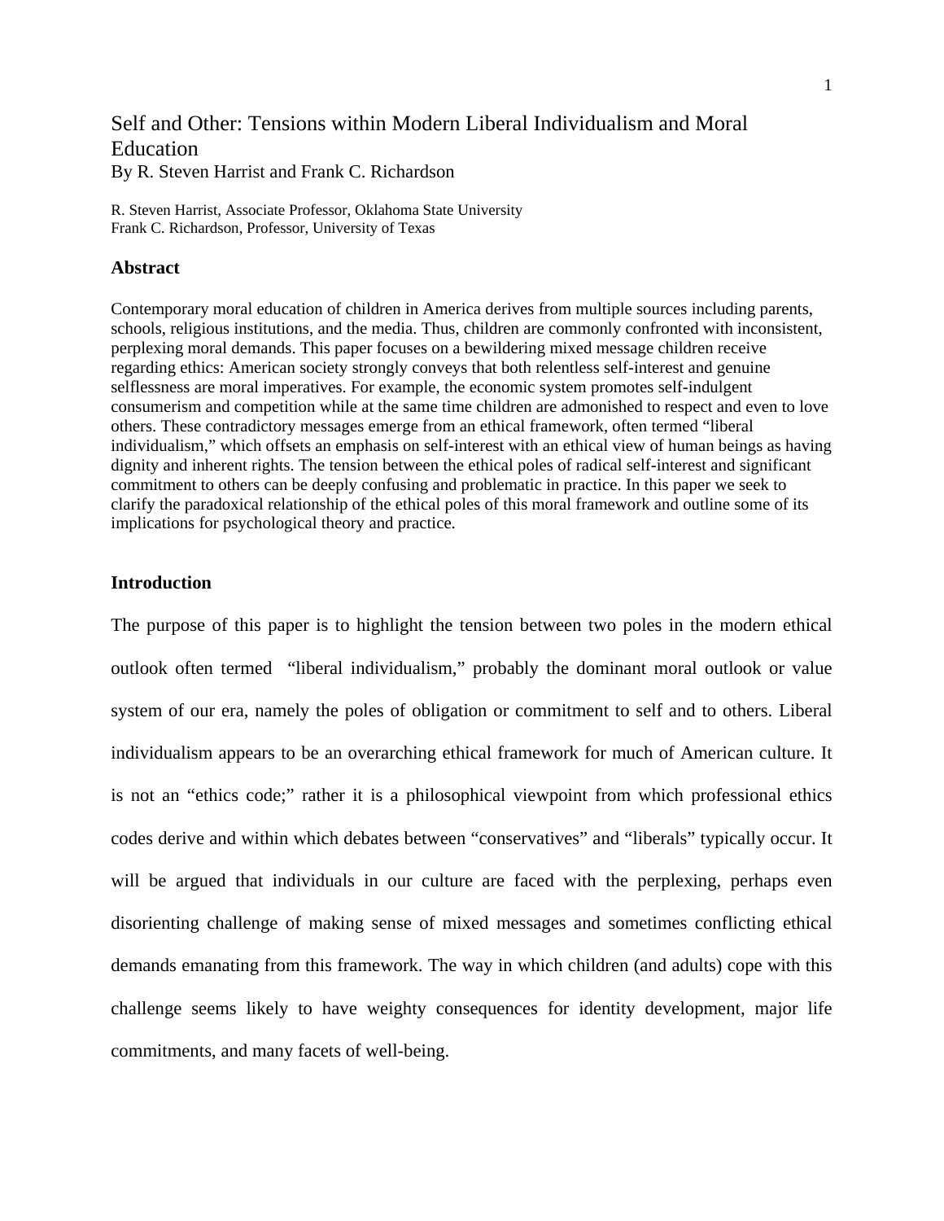# Self and Other: Tensions within Modern Liberal Individualism and Moral Education

By R. Steven Harrist and Frank C. Richardson

R. Steven Harrist, Associate Professor, Oklahoma State University
Frank C. Richardson, Professor, University of Texas

## Abstract

Contemporary moral education of children in America derives from multiple sources including parents, schools, religious institutions, and the media. Thus, children are commonly confronted with inconsistent, perplexing moral demands. This paper focuses on a bewildering mixed message children receive regarding ethics: American society strongly conveys that both relentless self-interest and genuine selflessness are moral imperatives. For example, the economic system promotes self-indulgent consumerism and competition while at the same time children are admonished to respect and even to love others. These contradictory messages emerge from an ethical framework, often termed "liberal individualism," which offsets an emphasis on self-interest with an ethical view of human beings as having dignity and inherent rights. The tension between the ethical poles of radical self-interest and significant commitment to others can be deeply confusing and problematic in practice. In this paper we seek to clarify the paradoxical relationship of the ethical poles of this moral framework and outline some of its implications for psychological theory and practice.

## Introduction

The purpose of this paper is to highlight the tension between two poles in the modern ethical outlook often termed "liberal individualism," probably the dominant moral outlook or value system of our era, namely the poles of obligation or commitment to self and to others. Liberal individualism appears to be an overarching ethical framework for much of American culture. It is not an "ethics code;" rather it is a philosophical viewpoint from which professional ethics codes derive and within which debates between "conservatives" and "liberals" typically occur. It will be argued that individuals in our culture are faced with the perplexing, perhaps even disorienting challenge of making sense of mixed messages and sometimes conflicting ethical demands emanating from this framework. The way in which children (and adults) cope with this challenge seems likely to have weighty consequences for identity development, major life commitments, and many facets of well-being.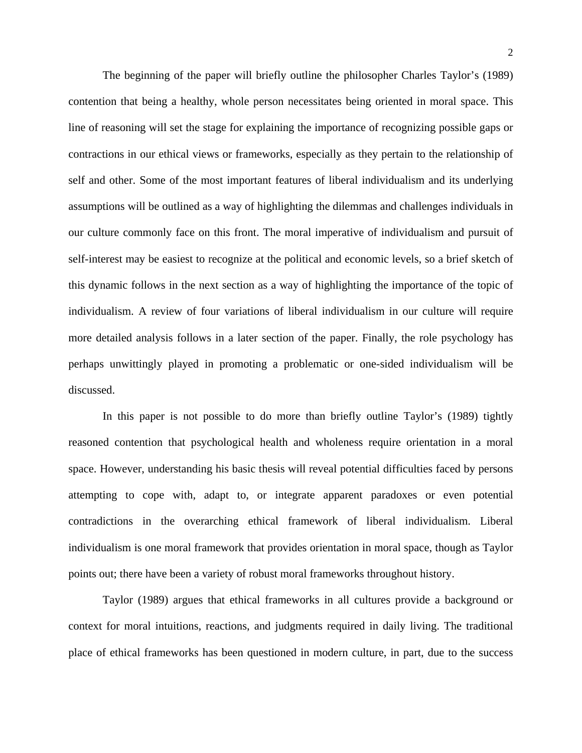The beginning of the paper will briefly outline the philosopher Charles Taylor's (1989) contention that being a healthy, whole person necessitates being oriented in moral space. This line of reasoning will set the stage for explaining the importance of recognizing possible gaps or contractions in our ethical views or frameworks, especially as they pertain to the relationship of self and other. Some of the most important features of liberal individualism and its underlying assumptions will be outlined as a way of highlighting the dilemmas and challenges individuals in our culture commonly face on this front. The moral imperative of individualism and pursuit of self-interest may be easiest to recognize at the political and economic levels, so a brief sketch of this dynamic follows in the next section as a way of highlighting the importance of the topic of individualism. A review of four variations of liberal individualism in our culture will require more detailed analysis follows in a later section of the paper. Finally, the role psychology has perhaps unwittingly played in promoting a problematic or one-sided individualism will be discussed.

In this paper is not possible to do more than briefly outline Taylor's (1989) tightly reasoned contention that psychological health and wholeness require orientation in a moral space. However, understanding his basic thesis will reveal potential difficulties faced by persons attempting to cope with, adapt to, or integrate apparent paradoxes or even potential contradictions in the overarching ethical framework of liberal individualism. Liberal individualism is one moral framework that provides orientation in moral space, though as Taylor points out; there have been a variety of robust moral frameworks throughout history.

Taylor (1989) argues that ethical frameworks in all cultures provide a background or context for moral intuitions, reactions, and judgments required in daily living. The traditional place of ethical frameworks has been questioned in modern culture, in part, due to the success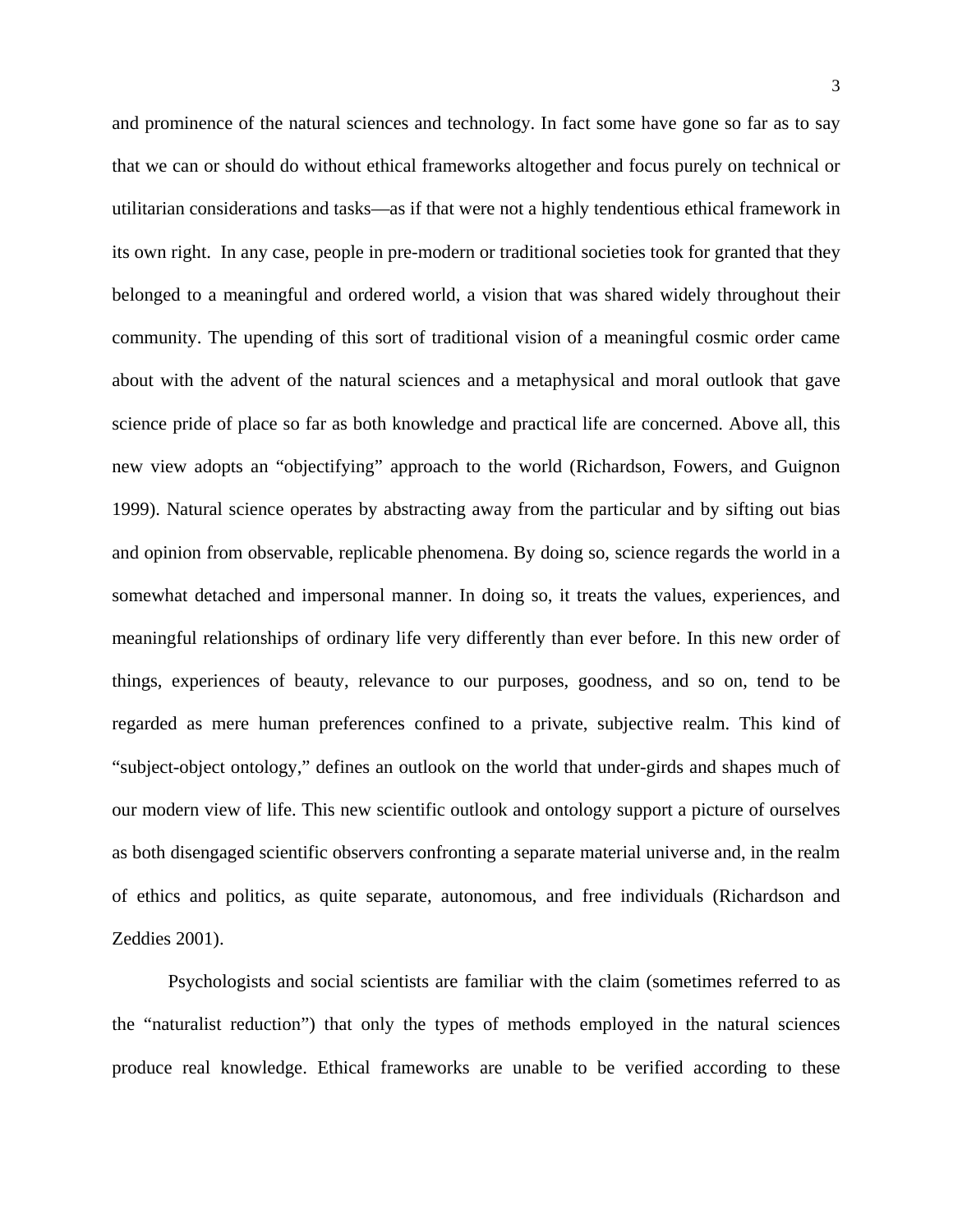and prominence of the natural sciences and technology. In fact some have gone so far as to say that we can or should do without ethical frameworks altogether and focus purely on technical or utilitarian considerations and tasks—as if that were not a highly tendentious ethical framework in its own right. In any case, people in pre-modern or traditional societies took for granted that they belonged to a meaningful and ordered world, a vision that was shared widely throughout their community. The upending of this sort of traditional vision of a meaningful cosmic order came about with the advent of the natural sciences and a metaphysical and moral outlook that gave science pride of place so far as both knowledge and practical life are concerned. Above all, this new view adopts an "objectifying" approach to the world (Richardson, Fowers, and Guignon 1999). Natural science operates by abstracting away from the particular and by sifting out bias and opinion from observable, replicable phenomena. By doing so, science regards the world in a somewhat detached and impersonal manner. In doing so, it treats the values, experiences, and meaningful relationships of ordinary life very differently than ever before. In this new order of things, experiences of beauty, relevance to our purposes, goodness, and so on, tend to be regarded as mere human preferences confined to a private, subjective realm. This kind of "subject-object ontology," defines an outlook on the world that under-girds and shapes much of our modern view of life. This new scientific outlook and ontology support a picture of ourselves as both disengaged scientific observers confronting a separate material universe and, in the realm of ethics and politics, as quite separate, autonomous, and free individuals (Richardson and Zeddies 2001).

Psychologists and social scientists are familiar with the claim (sometimes referred to as the "naturalist reduction") that only the types of methods employed in the natural sciences produce real knowledge. Ethical frameworks are unable to be verified according to these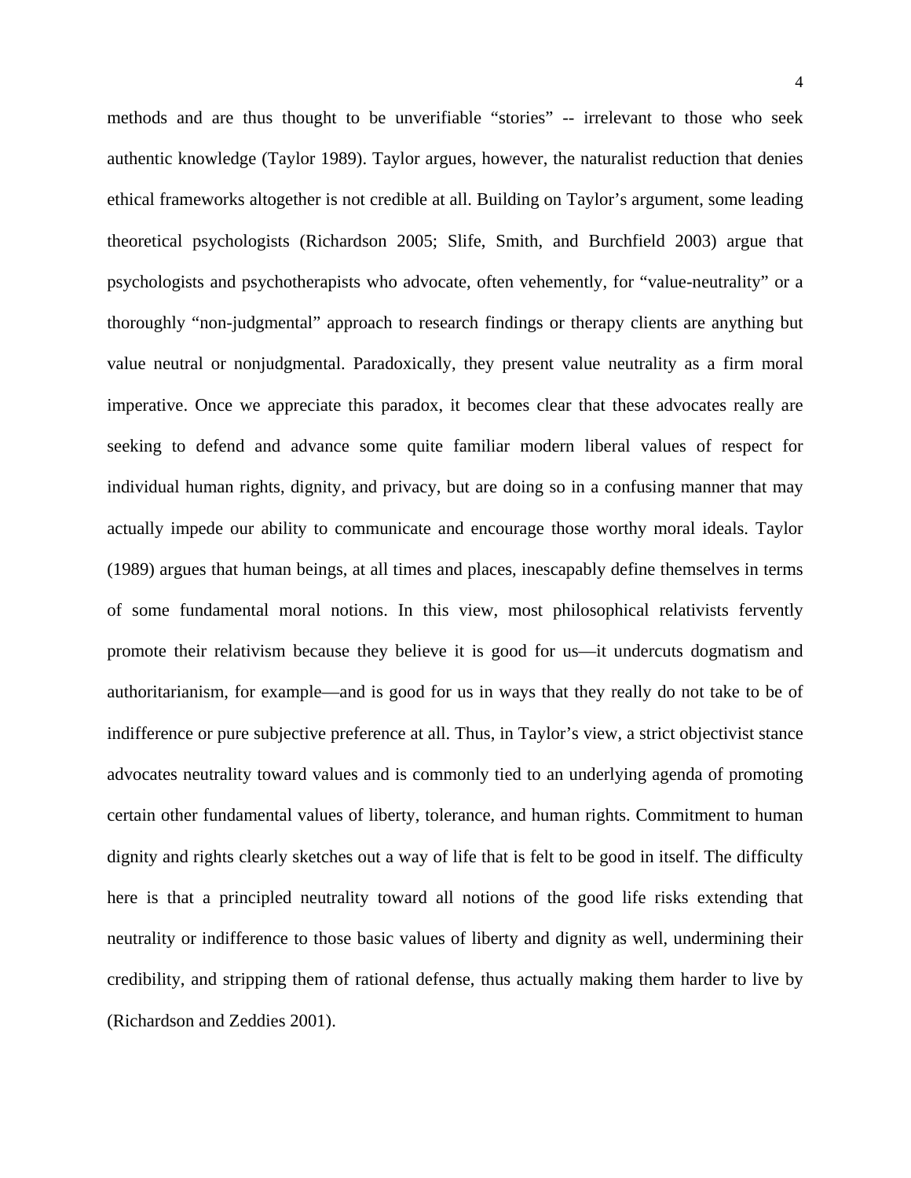methods and are thus thought to be unverifiable "stories" -- irrelevant to those who seek authentic knowledge (Taylor 1989). Taylor argues, however, the naturalist reduction that denies ethical frameworks altogether is not credible at all. Building on Taylor's argument, some leading theoretical psychologists (Richardson 2005; Slife, Smith, and Burchfield 2003) argue that psychologists and psychotherapists who advocate, often vehemently, for "value-neutrality" or a thoroughly "non-judgmental" approach to research findings or therapy clients are anything but value neutral or nonjudgmental. Paradoxically, they present value neutrality as a firm moral imperative. Once we appreciate this paradox, it becomes clear that these advocates really are seeking to defend and advance some quite familiar modern liberal values of respect for individual human rights, dignity, and privacy, but are doing so in a confusing manner that may actually impede our ability to communicate and encourage those worthy moral ideals. Taylor (1989) argues that human beings, at all times and places, inescapably define themselves in terms of some fundamental moral notions. In this view, most philosophical relativists fervently promote their relativism because they believe it is good for us—it undercuts dogmatism and authoritarianism, for example—and is good for us in ways that they really do not take to be of indifference or pure subjective preference at all. Thus, in Taylor's view, a strict objectivist stance advocates neutrality toward values and is commonly tied to an underlying agenda of promoting certain other fundamental values of liberty, tolerance, and human rights. Commitment to human dignity and rights clearly sketches out a way of life that is felt to be good in itself. The difficulty here is that a principled neutrality toward all notions of the good life risks extending that neutrality or indifference to those basic values of liberty and dignity as well, undermining their credibility, and stripping them of rational defense, thus actually making them harder to live by (Richardson and Zeddies 2001).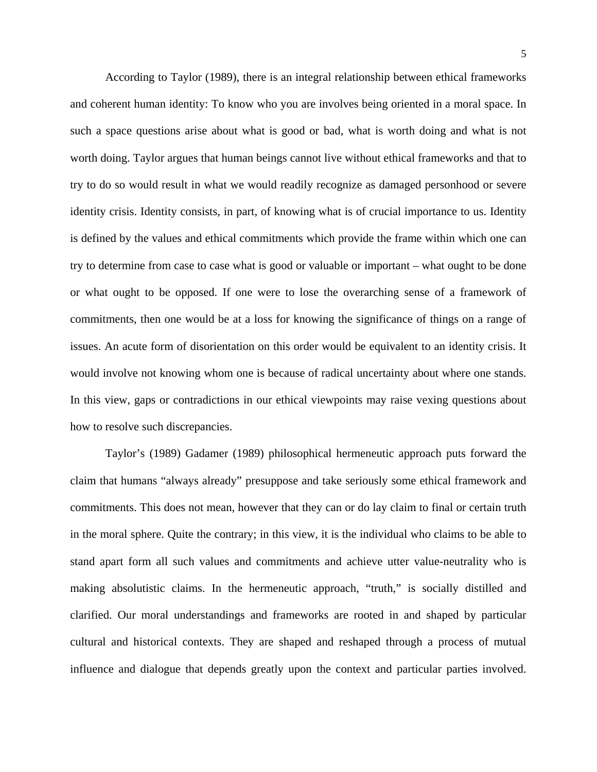According to Taylor (1989), there is an integral relationship between ethical frameworks and coherent human identity: To know who you are involves being oriented in a moral space. In such a space questions arise about what is good or bad, what is worth doing and what is not worth doing. Taylor argues that human beings cannot live without ethical frameworks and that to try to do so would result in what we would readily recognize as damaged personhood or severe identity crisis. Identity consists, in part, of knowing what is of crucial importance to us. Identity is defined by the values and ethical commitments which provide the frame within which one can try to determine from case to case what is good or valuable or important – what ought to be done or what ought to be opposed. If one were to lose the overarching sense of a framework of commitments, then one would be at a loss for knowing the significance of things on a range of issues. An acute form of disorientation on this order would be equivalent to an identity crisis. It would involve not knowing whom one is because of radical uncertainty about where one stands. In this view, gaps or contradictions in our ethical viewpoints may raise vexing questions about how to resolve such discrepancies.

Taylor's (1989) Gadamer (1989) philosophical hermeneutic approach puts forward the claim that humans "always already" presuppose and take seriously some ethical framework and commitments. This does not mean, however that they can or do lay claim to final or certain truth in the moral sphere. Quite the contrary; in this view, it is the individual who claims to be able to stand apart form all such values and commitments and achieve utter value-neutrality who is making absolutistic claims. In the hermeneutic approach, "truth," is socially distilled and clarified. Our moral understandings and frameworks are rooted in and shaped by particular cultural and historical contexts. They are shaped and reshaped through a process of mutual influence and dialogue that depends greatly upon the context and particular parties involved.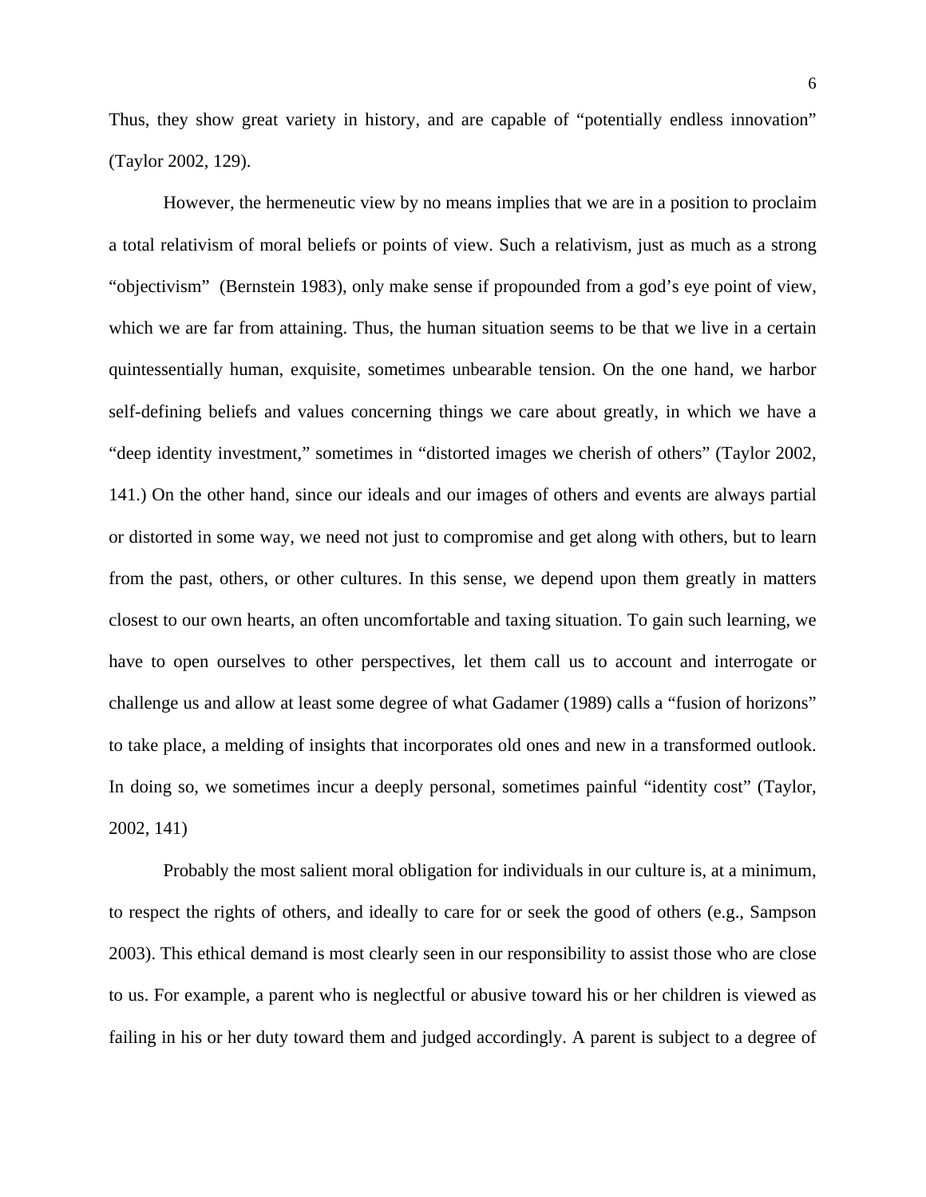Thus, they show great variety in history, and are capable of "potentially endless innovation" (Taylor 2002, 129).

However, the hermeneutic view by no means implies that we are in a position to proclaim a total relativism of moral beliefs or points of view. Such a relativism, just as much as a strong "objectivism" (Bernstein 1983), only make sense if propounded from a god's eye point of view, which we are far from attaining. Thus, the human situation seems to be that we live in a certain quintessentially human, exquisite, sometimes unbearable tension. On the one hand, we harbor self-defining beliefs and values concerning things we care about greatly, in which we have a "deep identity investment," sometimes in "distorted images we cherish of others" (Taylor 2002, 141.) On the other hand, since our ideals and our images of others and events are always partial or distorted in some way, we need not just to compromise and get along with others, but to learn from the past, others, or other cultures. In this sense, we depend upon them greatly in matters closest to our own hearts, an often uncomfortable and taxing situation. To gain such learning, we have to open ourselves to other perspectives, let them call us to account and interrogate or challenge us and allow at least some degree of what Gadamer (1989) calls a "fusion of horizons" to take place, a melding of insights that incorporates old ones and new in a transformed outlook. In doing so, we sometimes incur a deeply personal, sometimes painful "identity cost" (Taylor, 2002, 141)

Probably the most salient moral obligation for individuals in our culture is, at a minimum, to respect the rights of others, and ideally to care for or seek the good of others (e.g., Sampson 2003). This ethical demand is most clearly seen in our responsibility to assist those who are close to us. For example, a parent who is neglectful or abusive toward his or her children is viewed as failing in his or her duty toward them and judged accordingly. A parent is subject to a degree of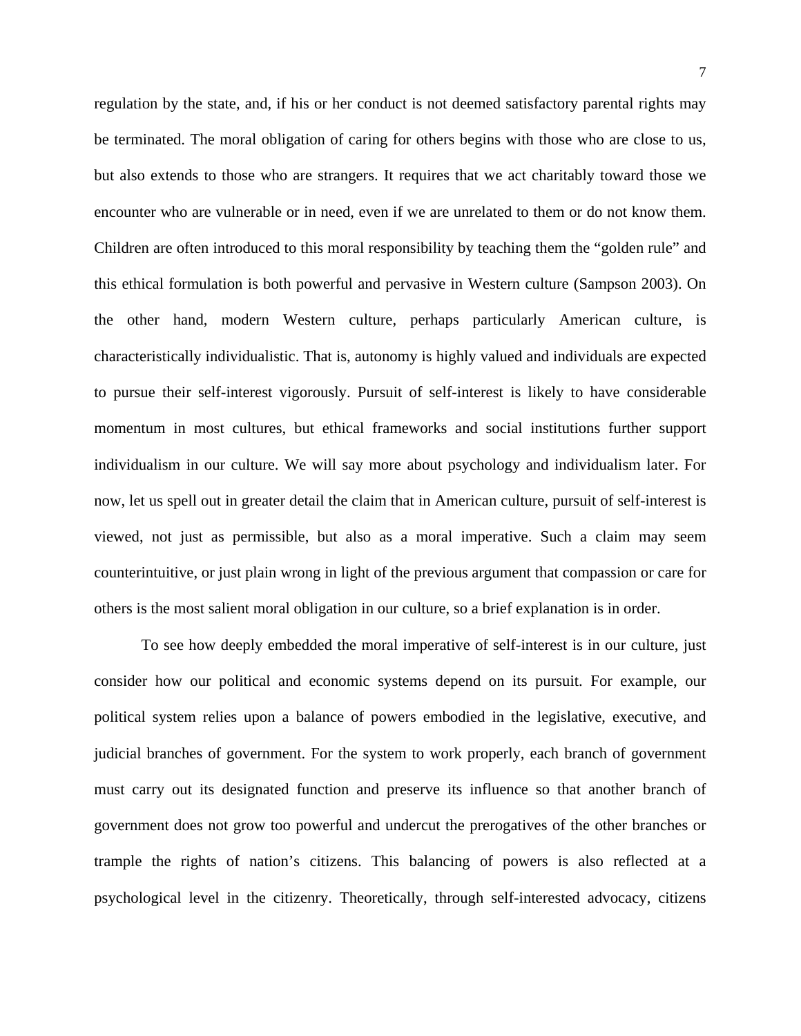regulation by the state, and, if his or her conduct is not deemed satisfactory parental rights may be terminated. The moral obligation of caring for others begins with those who are close to us, but also extends to those who are strangers. It requires that we act charitably toward those we encounter who are vulnerable or in need, even if we are unrelated to them or do not know them. Children are often introduced to this moral responsibility by teaching them the "golden rule" and this ethical formulation is both powerful and pervasive in Western culture (Sampson 2003). On the other hand, modern Western culture, perhaps particularly American culture, is characteristically individualistic. That is, autonomy is highly valued and individuals are expected to pursue their self-interest vigorously. Pursuit of self-interest is likely to have considerable momentum in most cultures, but ethical frameworks and social institutions further support individualism in our culture. We will say more about psychology and individualism later. For now, let us spell out in greater detail the claim that in American culture, pursuit of self-interest is viewed, not just as permissible, but also as a moral imperative. Such a claim may seem counterintuitive, or just plain wrong in light of the previous argument that compassion or care for others is the most salient moral obligation in our culture, so a brief explanation is in order.

To see how deeply embedded the moral imperative of self-interest is in our culture, just consider how our political and economic systems depend on its pursuit. For example, our political system relies upon a balance of powers embodied in the legislative, executive, and judicial branches of government. For the system to work properly, each branch of government must carry out its designated function and preserve its influence so that another branch of government does not grow too powerful and undercut the prerogatives of the other branches or trample the rights of nation's citizens. This balancing of powers is also reflected at a psychological level in the citizenry. Theoretically, through self-interested advocacy, citizens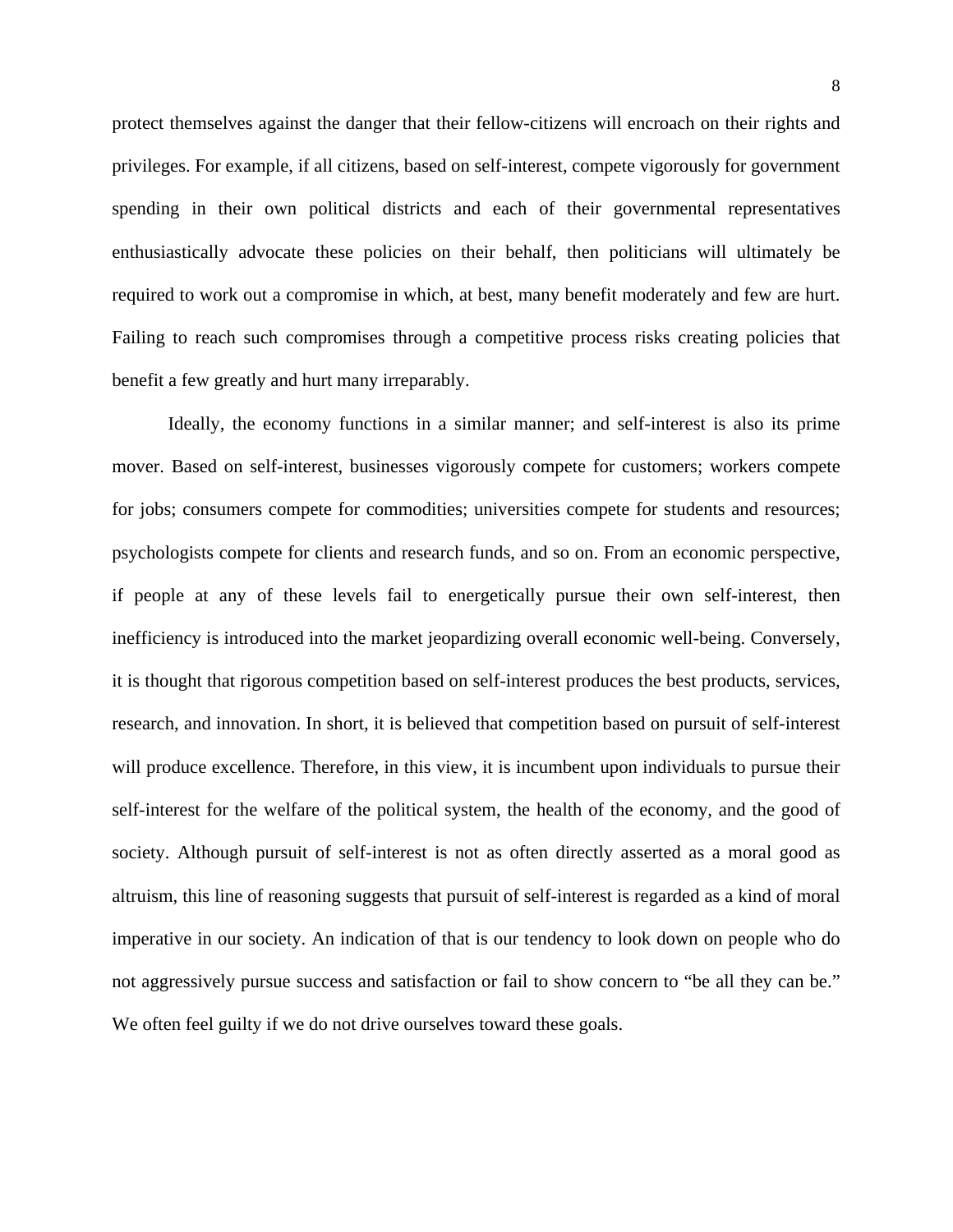protect themselves against the danger that their fellow-citizens will encroach on their rights and privileges. For example, if all citizens, based on self-interest, compete vigorously for government spending in their own political districts and each of their governmental representatives enthusiastically advocate these policies on their behalf, then politicians will ultimately be required to work out a compromise in which, at best, many benefit moderately and few are hurt. Failing to reach such compromises through a competitive process risks creating policies that benefit a few greatly and hurt many irreparably.

Ideally, the economy functions in a similar manner; and self-interest is also its prime mover. Based on self-interest, businesses vigorously compete for customers; workers compete for jobs; consumers compete for commodities; universities compete for students and resources; psychologists compete for clients and research funds, and so on. From an economic perspective, if people at any of these levels fail to energetically pursue their own self-interest, then inefficiency is introduced into the market jeopardizing overall economic well-being. Conversely, it is thought that rigorous competition based on self-interest produces the best products, services, research, and innovation. In short, it is believed that competition based on pursuit of self-interest will produce excellence. Therefore, in this view, it is incumbent upon individuals to pursue their self-interest for the welfare of the political system, the health of the economy, and the good of society. Although pursuit of self-interest is not as often directly asserted as a moral good as altruism, this line of reasoning suggests that pursuit of self-interest is regarded as a kind of moral imperative in our society. An indication of that is our tendency to look down on people who do not aggressively pursue success and satisfaction or fail to show concern to "be all they can be." We often feel guilty if we do not drive ourselves toward these goals.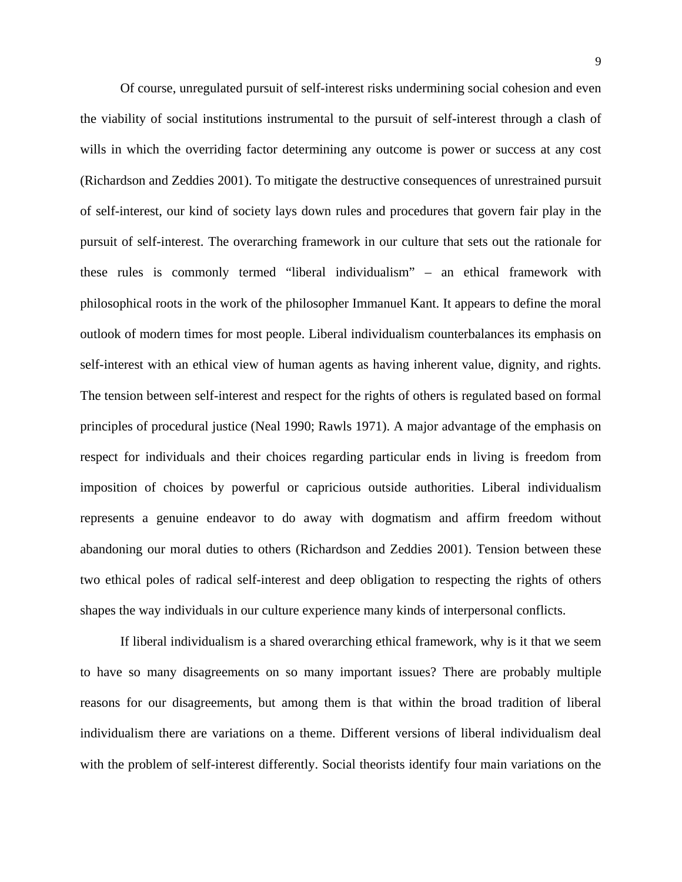Of course, unregulated pursuit of self-interest risks undermining social cohesion and even the viability of social institutions instrumental to the pursuit of self-interest through a clash of wills in which the overriding factor determining any outcome is power or success at any cost (Richardson and Zeddies 2001). To mitigate the destructive consequences of unrestrained pursuit of self-interest, our kind of society lays down rules and procedures that govern fair play in the pursuit of self-interest. The overarching framework in our culture that sets out the rationale for these rules is commonly termed "liberal individualism" – an ethical framework with philosophical roots in the work of the philosopher Immanuel Kant. It appears to define the moral outlook of modern times for most people. Liberal individualism counterbalances its emphasis on self-interest with an ethical view of human agents as having inherent value, dignity, and rights. The tension between self-interest and respect for the rights of others is regulated based on formal principles of procedural justice (Neal 1990; Rawls 1971). A major advantage of the emphasis on respect for individuals and their choices regarding particular ends in living is freedom from imposition of choices by powerful or capricious outside authorities. Liberal individualism represents a genuine endeavor to do away with dogmatism and affirm freedom without abandoning our moral duties to others (Richardson and Zeddies 2001). Tension between these two ethical poles of radical self-interest and deep obligation to respecting the rights of others shapes the way individuals in our culture experience many kinds of interpersonal conflicts.

If liberal individualism is a shared overarching ethical framework, why is it that we seem to have so many disagreements on so many important issues? There are probably multiple reasons for our disagreements, but among them is that within the broad tradition of liberal individualism there are variations on a theme. Different versions of liberal individualism deal with the problem of self-interest differently. Social theorists identify four main variations on the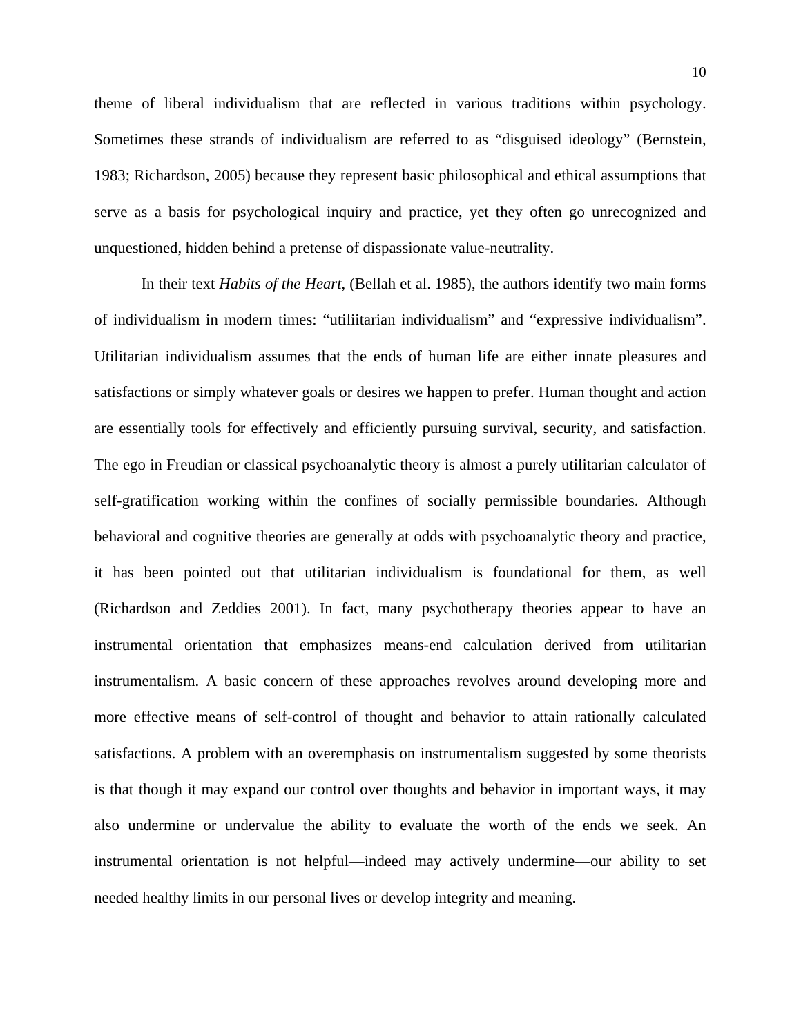theme of liberal individualism that are reflected in various traditions within psychology. Sometimes these strands of individualism are referred to as “disguised ideology” (Bernstein, 1983; Richardson, 2005) because they represent basic philosophical and ethical assumptions that serve as a basis for psychological inquiry and practice, yet they often go unrecognized and unquestioned, hidden behind a pretense of dispassionate value-neutrality.

In their text *Habits of the Heart*, (Bellah et al. 1985), the authors identify two main forms of individualism in modern times: “utiliitarian individualism” and “expressive individualism”. Utilitarian individualism assumes that the ends of human life are either innate pleasures and satisfactions or simply whatever goals or desires we happen to prefer. Human thought and action are essentially tools for effectively and efficiently pursuing survival, security, and satisfaction. The ego in Freudian or classical psychoanalytic theory is almost a purely utilitarian calculator of self-gratification working within the confines of socially permissible boundaries. Although behavioral and cognitive theories are generally at odds with psychoanalytic theory and practice, it has been pointed out that utilitarian individualism is foundational for them, as well (Richardson and Zeddies 2001). In fact, many psychotherapy theories appear to have an instrumental orientation that emphasizes means-end calculation derived from utilitarian instrumentalism. A basic concern of these approaches revolves around developing more and more effective means of self-control of thought and behavior to attain rationally calculated satisfactions. A problem with an overemphasis on instrumentalism suggested by some theorists is that though it may expand our control over thoughts and behavior in important ways, it may also undermine or undervalue the ability to evaluate the worth of the ends we seek. An instrumental orientation is not helpful—indeed may actively undermine—our ability to set needed healthy limits in our personal lives or develop integrity and meaning.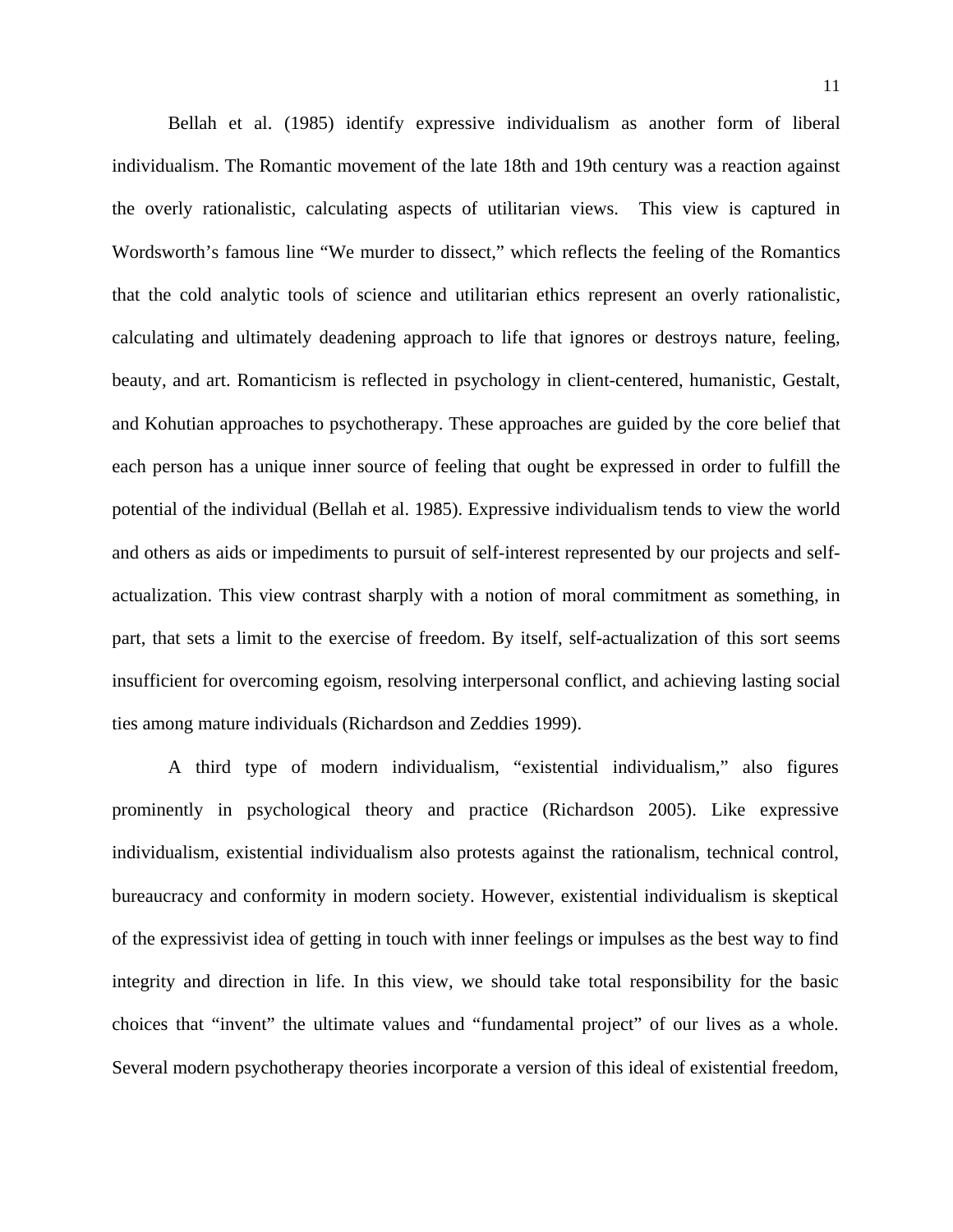Bellah et al. (1985) identify expressive individualism as another form of liberal individualism. The Romantic movement of the late 18th and 19th century was a reaction against the overly rationalistic, calculating aspects of utilitarian views. This view is captured in Wordsworth's famous line "We murder to dissect," which reflects the feeling of the Romantics that the cold analytic tools of science and utilitarian ethics represent an overly rationalistic, calculating and ultimately deadening approach to life that ignores or destroys nature, feeling, beauty, and art. Romanticism is reflected in psychology in client-centered, humanistic, Gestalt, and Kohutian approaches to psychotherapy. These approaches are guided by the core belief that each person has a unique inner source of feeling that ought be expressed in order to fulfill the potential of the individual (Bellah et al. 1985). Expressive individualism tends to view the world and others as aids or impediments to pursuit of self-interest represented by our projects and self-actualization. This view contrast sharply with a notion of moral commitment as something, in part, that sets a limit to the exercise of freedom. By itself, self-actualization of this sort seems insufficient for overcoming egoism, resolving interpersonal conflict, and achieving lasting social ties among mature individuals (Richardson and Zeddies 1999).

A third type of modern individualism, "existential individualism," also figures prominently in psychological theory and practice (Richardson 2005). Like expressive individualism, existential individualism also protests against the rationalism, technical control, bureaucracy and conformity in modern society. However, existential individualism is skeptical of the expressivist idea of getting in touch with inner feelings or impulses as the best way to find integrity and direction in life. In this view, we should take total responsibility for the basic choices that "invent" the ultimate values and "fundamental project" of our lives as a whole. Several modern psychotherapy theories incorporate a version of this ideal of existential freedom,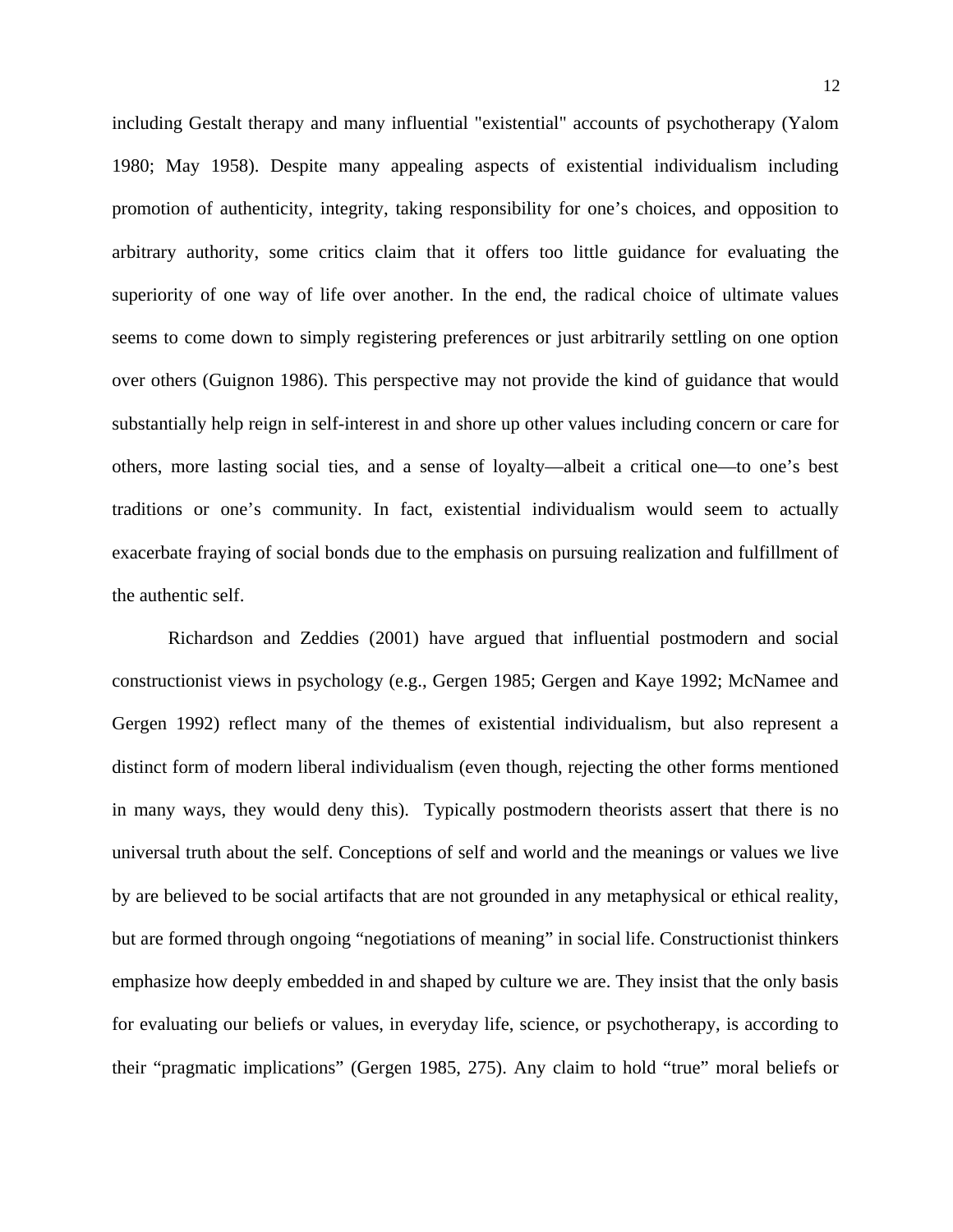including Gestalt therapy and many influential "existential" accounts of psychotherapy (Yalom 1980; May 1958). Despite many appealing aspects of existential individualism including promotion of authenticity, integrity, taking responsibility for one's choices, and opposition to arbitrary authority, some critics claim that it offers too little guidance for evaluating the superiority of one way of life over another. In the end, the radical choice of ultimate values seems to come down to simply registering preferences or just arbitrarily settling on one option over others (Guignon 1986). This perspective may not provide the kind of guidance that would substantially help reign in self-interest in and shore up other values including concern or care for others, more lasting social ties, and a sense of loyalty—albeit a critical one—to one's best traditions or one's community. In fact, existential individualism would seem to actually exacerbate fraying of social bonds due to the emphasis on pursuing realization and fulfillment of the authentic self.

Richardson and Zeddies (2001) have argued that influential postmodern and social constructionist views in psychology (e.g., Gergen 1985; Gergen and Kaye 1992; McNamee and Gergen 1992) reflect many of the themes of existential individualism, but also represent a distinct form of modern liberal individualism (even though, rejecting the other forms mentioned in many ways, they would deny this). Typically postmodern theorists assert that there is no universal truth about the self. Conceptions of self and world and the meanings or values we live by are believed to be social artifacts that are not grounded in any metaphysical or ethical reality, but are formed through ongoing "negotiations of meaning" in social life. Constructionist thinkers emphasize how deeply embedded in and shaped by culture we are. They insist that the only basis for evaluating our beliefs or values, in everyday life, science, or psychotherapy, is according to their "pragmatic implications" (Gergen 1985, 275). Any claim to hold "true" moral beliefs or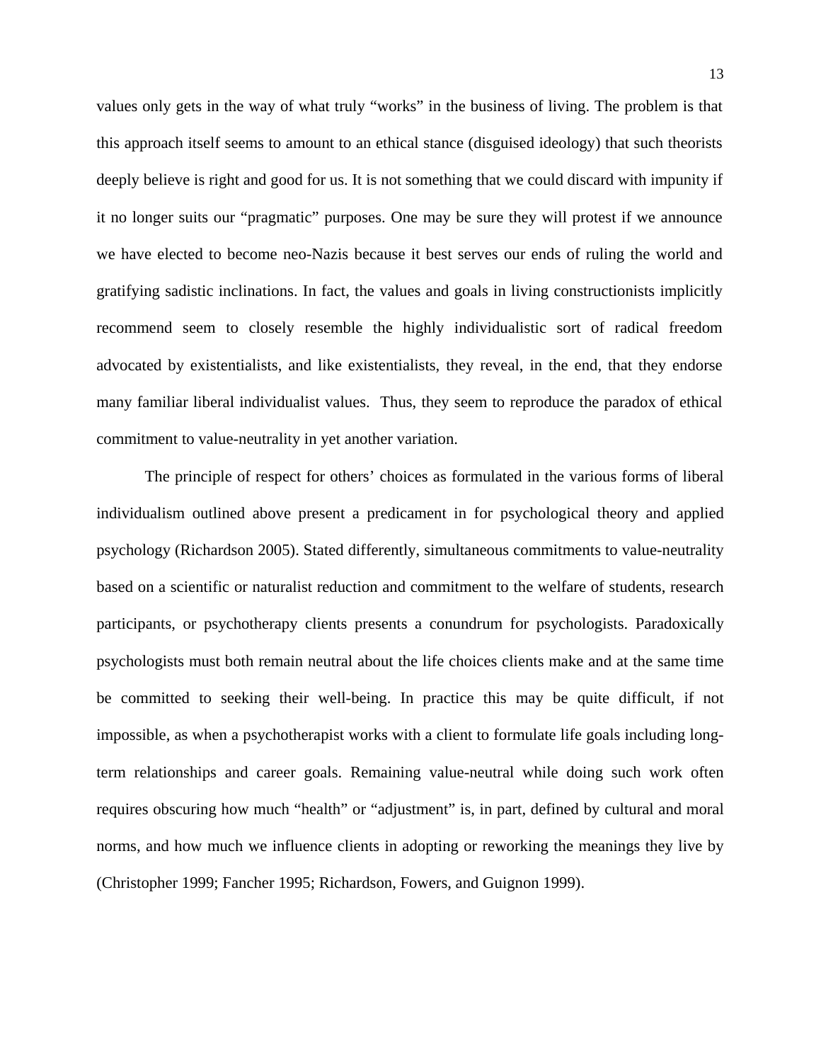values only gets in the way of what truly "works" in the business of living. The problem is that this approach itself seems to amount to an ethical stance (disguised ideology) that such theorists deeply believe is right and good for us. It is not something that we could discard with impunity if it no longer suits our "pragmatic" purposes. One may be sure they will protest if we announce we have elected to become neo-Nazis because it best serves our ends of ruling the world and gratifying sadistic inclinations. In fact, the values and goals in living constructionists implicitly recommend seem to closely resemble the highly individualistic sort of radical freedom advocated by existentialists, and like existentialists, they reveal, in the end, that they endorse many familiar liberal individualist values. Thus, they seem to reproduce the paradox of ethical commitment to value-neutrality in yet another variation.

The principle of respect for others' choices as formulated in the various forms of liberal individualism outlined above present a predicament in for psychological theory and applied psychology (Richardson 2005). Stated differently, simultaneous commitments to value-neutrality based on a scientific or naturalist reduction and commitment to the welfare of students, research participants, or psychotherapy clients presents a conundrum for psychologists. Paradoxically psychologists must both remain neutral about the life choices clients make and at the same time be committed to seeking their well-being. In practice this may be quite difficult, if not impossible, as when a psychotherapist works with a client to formulate life goals including long-term relationships and career goals. Remaining value-neutral while doing such work often requires obscuring how much "health" or "adjustment" is, in part, defined by cultural and moral norms, and how much we influence clients in adopting or reworking the meanings they live by (Christopher 1999; Fancher 1995; Richardson, Fowers, and Guignon 1999).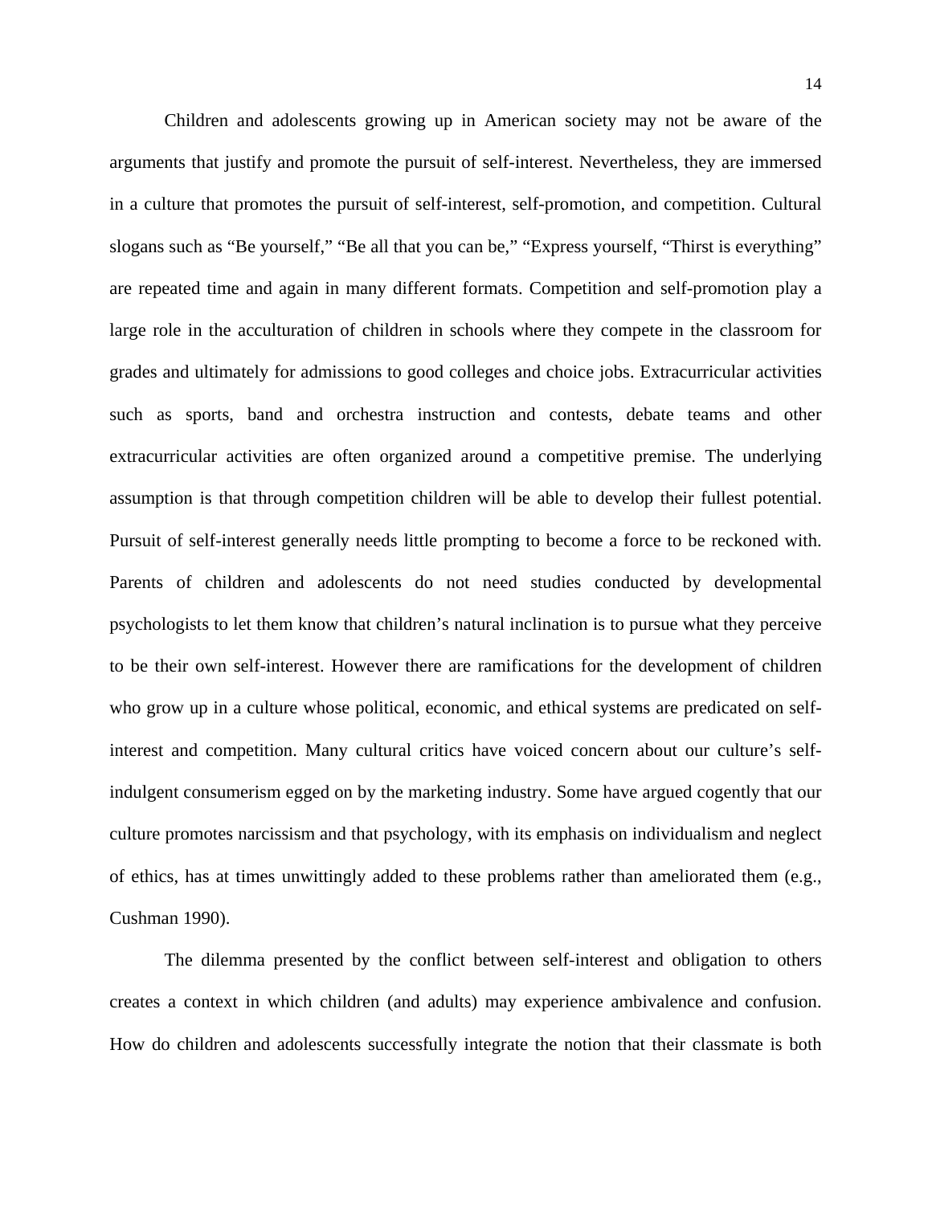Children and adolescents growing up in American society may not be aware of the arguments that justify and promote the pursuit of self-interest. Nevertheless, they are immersed in a culture that promotes the pursuit of self-interest, self-promotion, and competition. Cultural slogans such as “Be yourself,” “Be all that you can be,” “Express yourself, “Thirst is everything” are repeated time and again in many different formats. Competition and self-promotion play a large role in the acculturation of children in schools where they compete in the classroom for grades and ultimately for admissions to good colleges and choice jobs. Extracurricular activities such as sports, band and orchestra instruction and contests, debate teams and other extracurricular activities are often organized around a competitive premise. The underlying assumption is that through competition children will be able to develop their fullest potential. Pursuit of self-interest generally needs little prompting to become a force to be reckoned with. Parents of children and adolescents do not need studies conducted by developmental psychologists to let them know that children’s natural inclination is to pursue what they perceive to be their own self-interest. However there are ramifications for the development of children who grow up in a culture whose political, economic, and ethical systems are predicated on self-interest and competition. Many cultural critics have voiced concern about our culture’s self-indulgent consumerism egged on by the marketing industry. Some have argued cogently that our culture promotes narcissism and that psychology, with its emphasis on individualism and neglect of ethics, has at times unwittingly added to these problems rather than ameliorated them (e.g., Cushman 1990).

The dilemma presented by the conflict between self-interest and obligation to others creates a context in which children (and adults) may experience ambivalence and confusion. How do children and adolescents successfully integrate the notion that their classmate is both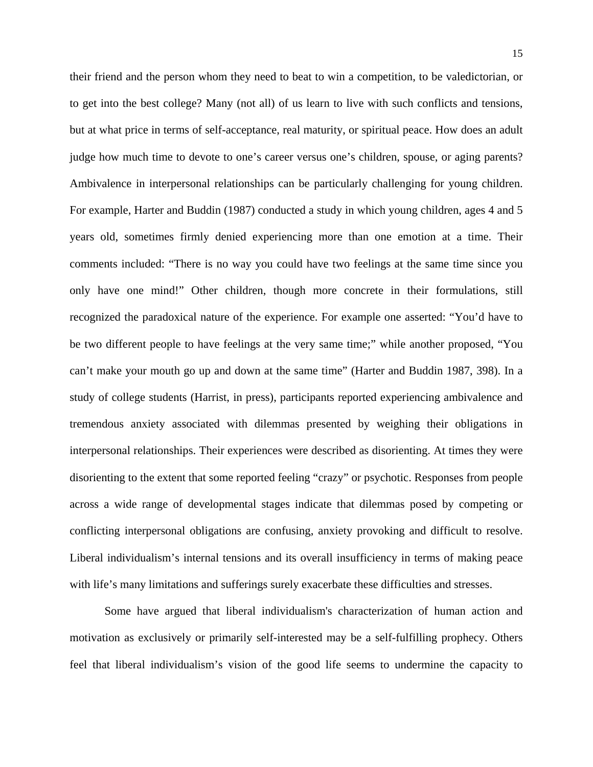their friend and the person whom they need to beat to win a competition, to be valedictorian, or to get into the best college? Many (not all) of us learn to live with such conflicts and tensions, but at what price in terms of self-acceptance, real maturity, or spiritual peace. How does an adult judge how much time to devote to one's career versus one's children, spouse, or aging parents? Ambivalence in interpersonal relationships can be particularly challenging for young children. For example, Harter and Buddin (1987) conducted a study in which young children, ages 4 and 5 years old, sometimes firmly denied experiencing more than one emotion at a time. Their comments included: "There is no way you could have two feelings at the same time since you only have one mind!" Other children, though more concrete in their formulations, still recognized the paradoxical nature of the experience. For example one asserted: "You'd have to be two different people to have feelings at the very same time;" while another proposed, "You can't make your mouth go up and down at the same time" (Harter and Buddin 1987, 398). In a study of college students (Harrist, in press), participants reported experiencing ambivalence and tremendous anxiety associated with dilemmas presented by weighing their obligations in interpersonal relationships. Their experiences were described as disorienting. At times they were disorienting to the extent that some reported feeling "crazy" or psychotic. Responses from people across a wide range of developmental stages indicate that dilemmas posed by competing or conflicting interpersonal obligations are confusing, anxiety provoking and difficult to resolve. Liberal individualism's internal tensions and its overall insufficiency in terms of making peace with life's many limitations and sufferings surely exacerbate these difficulties and stresses.

Some have argued that liberal individualism's characterization of human action and motivation as exclusively or primarily self-interested may be a self-fulfilling prophecy. Others feel that liberal individualism's vision of the good life seems to undermine the capacity to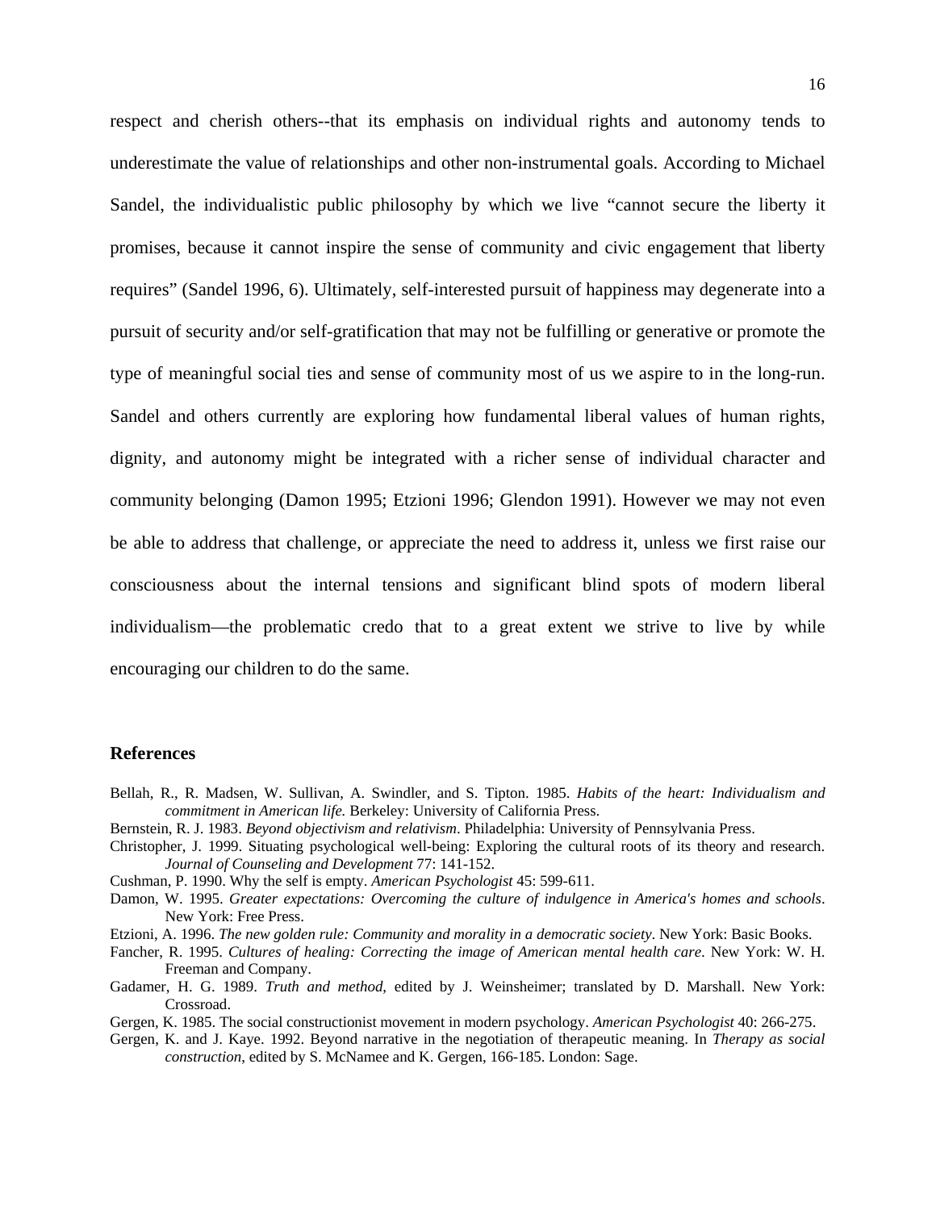respect and cherish others--that its emphasis on individual rights and autonomy tends to underestimate the value of relationships and other non-instrumental goals. According to Michael Sandel, the individualistic public philosophy by which we live "cannot secure the liberty it promises, because it cannot inspire the sense of community and civic engagement that liberty requires" (Sandel 1996, 6). Ultimately, self-interested pursuit of happiness may degenerate into a pursuit of security and/or self-gratification that may not be fulfilling or generative or promote the type of meaningful social ties and sense of community most of us we aspire to in the long-run. Sandel and others currently are exploring how fundamental liberal values of human rights, dignity, and autonomy might be integrated with a richer sense of individual character and community belonging (Damon 1995; Etzioni 1996; Glendon 1991). However we may not even be able to address that challenge, or appreciate the need to address it, unless we first raise our consciousness about the internal tensions and significant blind spots of modern liberal individualism—the problematic credo that to a great extent we strive to live by while encouraging our children to do the same.

## References

Bellah, R., R. Madsen, W. Sullivan, A. Swindler, and S. Tipton. 1985. *Habits of the heart: Individualism and commitment in American life.* Berkeley: University of California Press.

Bernstein, R. J. 1983. *Beyond objectivism and relativism*. Philadelphia: University of Pennsylvania Press.

Christopher, J. 1999. Situating psychological well-being: Exploring the cultural roots of its theory and research. *Journal of Counseling and Development* 77: 141-152.

Cushman, P. 1990. Why the self is empty. *American Psychologist* 45: 599-611.

Damon, W. 1995. *Greater expectations: Overcoming the culture of indulgence in America's homes and schools*. New York: Free Press.

Etzioni, A. 1996. *The new golden rule: Community and morality in a democratic society*. New York: Basic Books.

Fancher, R. 1995. *Cultures of healing: Correcting the image of American mental health care*. New York: W. H. Freeman and Company.

Gadamer, H. G. 1989. *Truth and method,* edited by J. Weinsheimer; translated by D. Marshall. New York: Crossroad.

Gergen, K. 1985. The social constructionist movement in modern psychology. *American Psychologist* 40: 266-275.

Gergen, K. and J. Kaye. 1992. Beyond narrative in the negotiation of therapeutic meaning. In *Therapy as social construction*, edited by S. McNamee and K. Gergen, 166-185. London: Sage.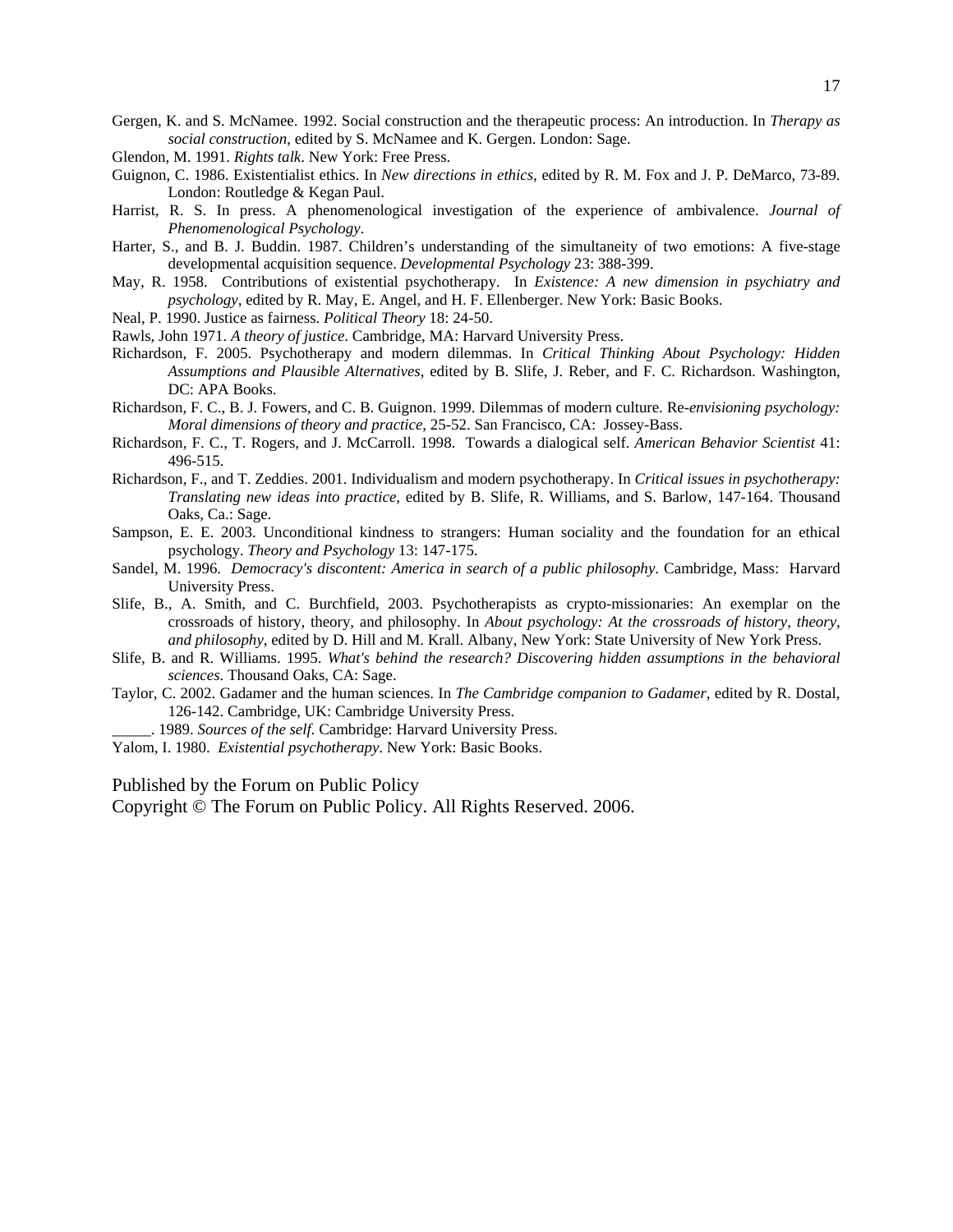Gergen, K. and S. McNamee. 1992. Social construction and the therapeutic process: An introduction. In *Therapy as social construction*, edited by S. McNamee and K. Gergen. London: Sage.

Glendon, M. 1991. *Rights talk*. New York: Free Press.

Guignon, C. 1986. Existentialist ethics. In *New directions in ethics*, edited by R. M. Fox and J. P. DeMarco, 73-89. London: Routledge & Kegan Paul.

Harrist, R. S. In press. A phenomenological investigation of the experience of ambivalence. *Journal of Phenomenological Psychology*.

Harter, S., and B. J. Buddin. 1987. Children's understanding of the simultaneity of two emotions: A five-stage developmental acquisition sequence. *Developmental Psychology* 23: 388-399.

May, R. 1958. Contributions of existential psychotherapy. In *Existence: A new dimension in psychiatry and psychology*, edited by R. May, E. Angel, and H. F. Ellenberger. New York: Basic Books.

Neal, P. 1990. Justice as fairness. *Political Theory* 18: 24-50.

Rawls, John 1971. *A theory of justice*. Cambridge, MA: Harvard University Press.

Richardson, F. 2005. Psychotherapy and modern dilemmas. In *Critical Thinking About Psychology: Hidden Assumptions and Plausible Alternatives*, edited by B. Slife, J. Reber, and F. C. Richardson. Washington, DC: APA Books.

Richardson, F. C., B. J. Fowers, and C. B. Guignon. 1999. Dilemmas of modern culture. Re-*envisioning psychology: Moral dimensions of theory and practice*, 25-52. San Francisco, CA: Jossey-Bass.

Richardson, F. C., T. Rogers, and J. McCarroll. 1998. Towards a dialogical self. *American Behavior Scientist* 41: 496-515.

Richardson, F., and T. Zeddies. 2001. Individualism and modern psychotherapy. In *Critical issues in psychotherapy: Translating new ideas into practice*, edited by B. Slife, R. Williams, and S. Barlow, 147-164. Thousand Oaks, Ca.: Sage.

Sampson, E. E. 2003. Unconditional kindness to strangers: Human sociality and the foundation for an ethical psychology. *Theory and Psychology* 13: 147-175.

Sandel, M. 1996. *Democracy's discontent: America in search of a public philosophy*. Cambridge, Mass: Harvard University Press.

Slife, B., A. Smith, and C. Burchfield, 2003. Psychotherapists as crypto-missionaries: An exemplar on the crossroads of history, theory, and philosophy. In *About psychology: At the crossroads of history, theory, and philosophy*, edited by D. Hill and M. Krall. Albany, New York: State University of New York Press.

Slife, B. and R. Williams. 1995. *What's behind the research? Discovering hidden assumptions in the behavioral sciences*. Thousand Oaks, CA: Sage.

Taylor, C. 2002. Gadamer and the human sciences. In *The Cambridge companion to Gadamer*, edited by R. Dostal, 126-142. Cambridge, UK: Cambridge University Press.

_____. 1989. *Sources of the self.* Cambridge: Harvard University Press.

Yalom, I. 1980. *Existential psychotherapy*. New York: Basic Books.

Published by the Forum on Public Policy
Copyright © The Forum on Public Policy. All Rights Reserved. 2006.